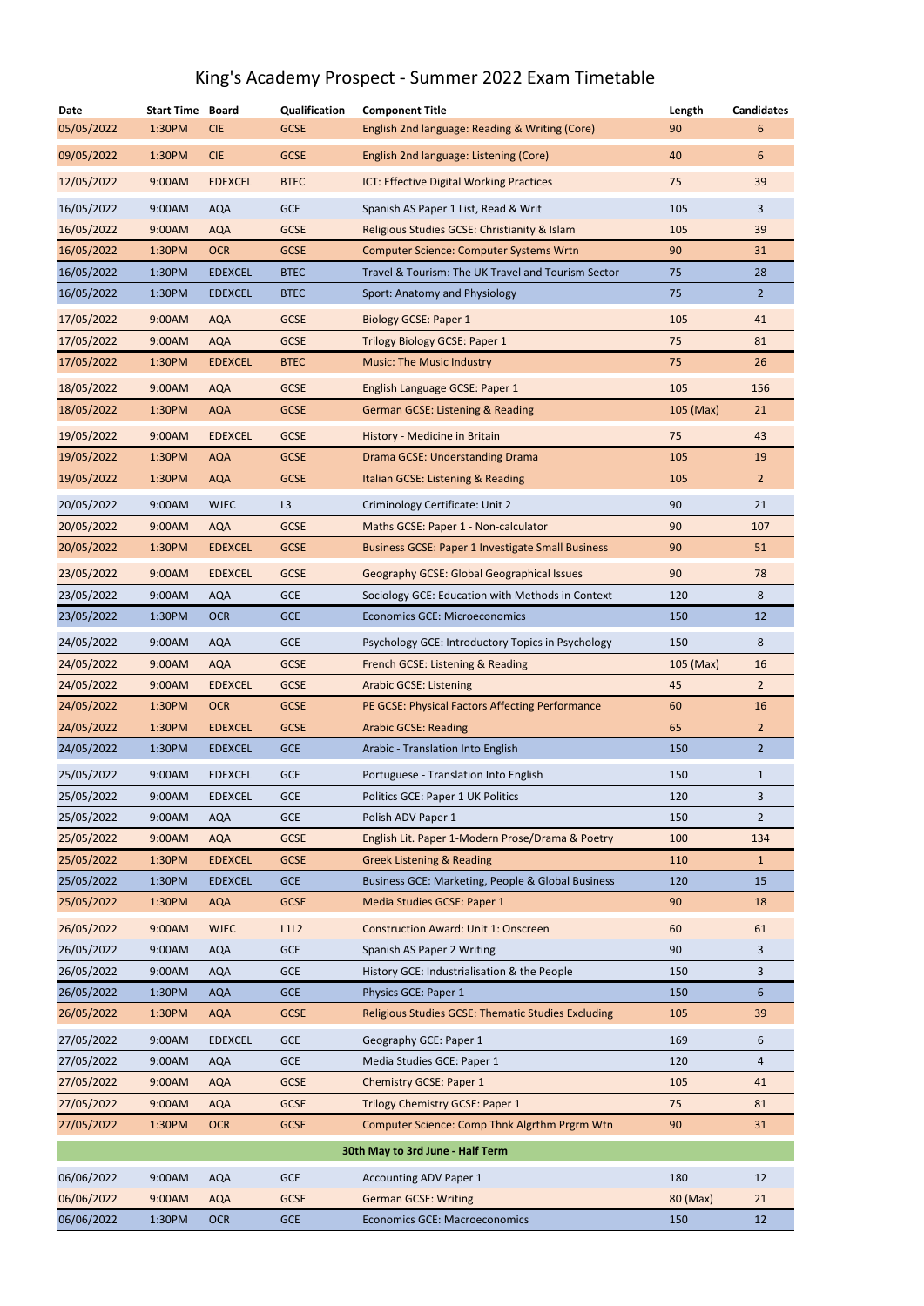# King's Academy Prospect - Summer 2022 Exam Timetable

| Date | Start Time | Board | Qualification | Component Title | Length | Candidates |
|---|---|---|---|---|---|---|
| 05/05/2022 | 1:30PM | CIE | GCSE | English 2nd language: Reading & Writing (Core) | 90 | 6 |
| 09/05/2022 | 1:30PM | CIE | GCSE | English 2nd language: Listening (Core) | 40 | 6 |
| 12/05/2022 | 9:00AM | EDEXCEL | BTEC | ICT: Effective Digital Working Practices | 75 | 39 |
| 16/05/2022 | 9:00AM | AQA | GCE | Spanish AS Paper 1 List, Read & Writ | 105 | 3 |
| 16/05/2022 | 9:00AM | AQA | GCSE | Religious Studies GCSE: Christianity & Islam | 105 | 39 |
| 16/05/2022 | 1:30PM | OCR | GCSE | Computer Science: Computer Systems Wrtn | 90 | 31 |
| 16/05/2022 | 1:30PM | EDEXCEL | BTEC | Travel & Tourism: The UK Travel and Tourism Sector | 75 | 28 |
| 16/05/2022 | 1:30PM | EDEXCEL | BTEC | Sport: Anatomy and Physiology | 75 | 2 |
| 17/05/2022 | 9:00AM | AQA | GCSE | Biology GCSE: Paper 1 | 105 | 41 |
| 17/05/2022 | 9:00AM | AQA | GCSE | Trilogy Biology GCSE: Paper 1 | 75 | 81 |
| 17/05/2022 | 1:30PM | EDEXCEL | BTEC | Music: The Music Industry | 75 | 26 |
| 18/05/2022 | 9:00AM | AQA | GCSE | English Language GCSE: Paper 1 | 105 | 156 |
| 18/05/2022 | 1:30PM | AQA | GCSE | German GCSE: Listening & Reading | 105 (Max) | 21 |
| 19/05/2022 | 9:00AM | EDEXCEL | GCSE | History - Medicine in Britain | 75 | 43 |
| 19/05/2022 | 1:30PM | AQA | GCSE | Drama GCSE: Understanding Drama | 105 | 19 |
| 19/05/2022 | 1:30PM | AQA | GCSE | Italian GCSE: Listening & Reading | 105 | 2 |
| 20/05/2022 | 9:00AM | WJEC | L3 | Criminology Certificate: Unit 2 | 90 | 21 |
| 20/05/2022 | 9:00AM | AQA | GCSE | Maths GCSE: Paper 1 - Non-calculator | 90 | 107 |
| 20/05/2022 | 1:30PM | EDEXCEL | GCSE | Business GCSE: Paper 1 Investigate Small Business | 90 | 51 |
| 23/05/2022 | 9:00AM | EDEXCEL | GCSE | Geography GCSE: Global Geographical Issues | 90 | 78 |
| 23/05/2022 | 9:00AM | AQA | GCE | Sociology GCE: Education with Methods in Context | 120 | 8 |
| 23/05/2022 | 1:30PM | OCR | GCE | Economics GCE: Microeconomics | 150 | 12 |
| 24/05/2022 | 9:00AM | AQA | GCE | Psychology GCE: Introductory Topics in Psychology | 150 | 8 |
| 24/05/2022 | 9:00AM | AQA | GCSE | French GCSE: Listening & Reading | 105 (Max) | 16 |
| 24/05/2022 | 9:00AM | EDEXCEL | GCSE | Arabic GCSE: Listening | 45 | 2 |
| 24/05/2022 | 1:30PM | OCR | GCSE | PE GCSE: Physical Factors Affecting Performance | 60 | 16 |
| 24/05/2022 | 1:30PM | EDEXCEL | GCSE | Arabic GCSE: Reading | 65 | 2 |
| 24/05/2022 | 1:30PM | EDEXCEL | GCE | Arabic - Translation Into English | 150 | 2 |
| 25/05/2022 | 9:00AM | EDEXCEL | GCE | Portuguese - Translation Into English | 150 | 1 |
| 25/05/2022 | 9:00AM | EDEXCEL | GCE | Politics GCE: Paper 1 UK Politics | 120 | 3 |
| 25/05/2022 | 9:00AM | AQA | GCE | Polish ADV Paper 1 | 150 | 2 |
| 25/05/2022 | 9:00AM | AQA | GCSE | English Lit. Paper 1-Modern Prose/Drama & Poetry | 100 | 134 |
| 25/05/2022 | 1:30PM | EDEXCEL | GCSE | Greek Listening & Reading | 110 | 1 |
| 25/05/2022 | 1:30PM | EDEXCEL | GCE | Business GCE: Marketing, People & Global Business | 120 | 15 |
| 25/05/2022 | 1:30PM | AQA | GCSE | Media Studies GCSE: Paper 1 | 90 | 18 |
| 26/05/2022 | 9:00AM | WJEC | L1L2 | Construction Award: Unit 1: Onscreen | 60 | 61 |
| 26/05/2022 | 9:00AM | AQA | GCE | Spanish AS Paper 2 Writing | 90 | 3 |
| 26/05/2022 | 9:00AM | AQA | GCE | History GCE: Industrialisation & the People | 150 | 3 |
| 26/05/2022 | 1:30PM | AQA | GCE | Physics GCE: Paper 1 | 150 | 6 |
| 26/05/2022 | 1:30PM | AQA | GCSE | Religious Studies GCSE: Thematic Studies Excluding | 105 | 39 |
| 27/05/2022 | 9:00AM | EDEXCEL | GCE | Geography GCE: Paper 1 | 169 | 6 |
| 27/05/2022 | 9:00AM | AQA | GCE | Media Studies GCE: Paper 1 | 120 | 4 |
| 27/05/2022 | 9:00AM | AQA | GCSE | Chemistry GCSE: Paper 1 | 105 | 41 |
| 27/05/2022 | 9:00AM | AQA | GCSE | Trilogy Chemistry GCSE: Paper 1 | 75 | 81 |
| 27/05/2022 | 1:30PM | OCR | GCSE | Computer Science: Comp Thnk Algrthm Prgrm Wtn | 90 | 31 |
| | | | | **30th May to 3rd June - Half Term** | | |
| 06/06/2022 | 9:00AM | AQA | GCE | Accounting ADV Paper 1 | 180 | 12 |
| 06/06/2022 | 9:00AM | AQA | GCSE | German GCSE: Writing | 80 (Max) | 21 |
| 06/06/2022 | 1:30PM | OCR | GCE | Economics GCE: Macroeconomics | 150 | 12 |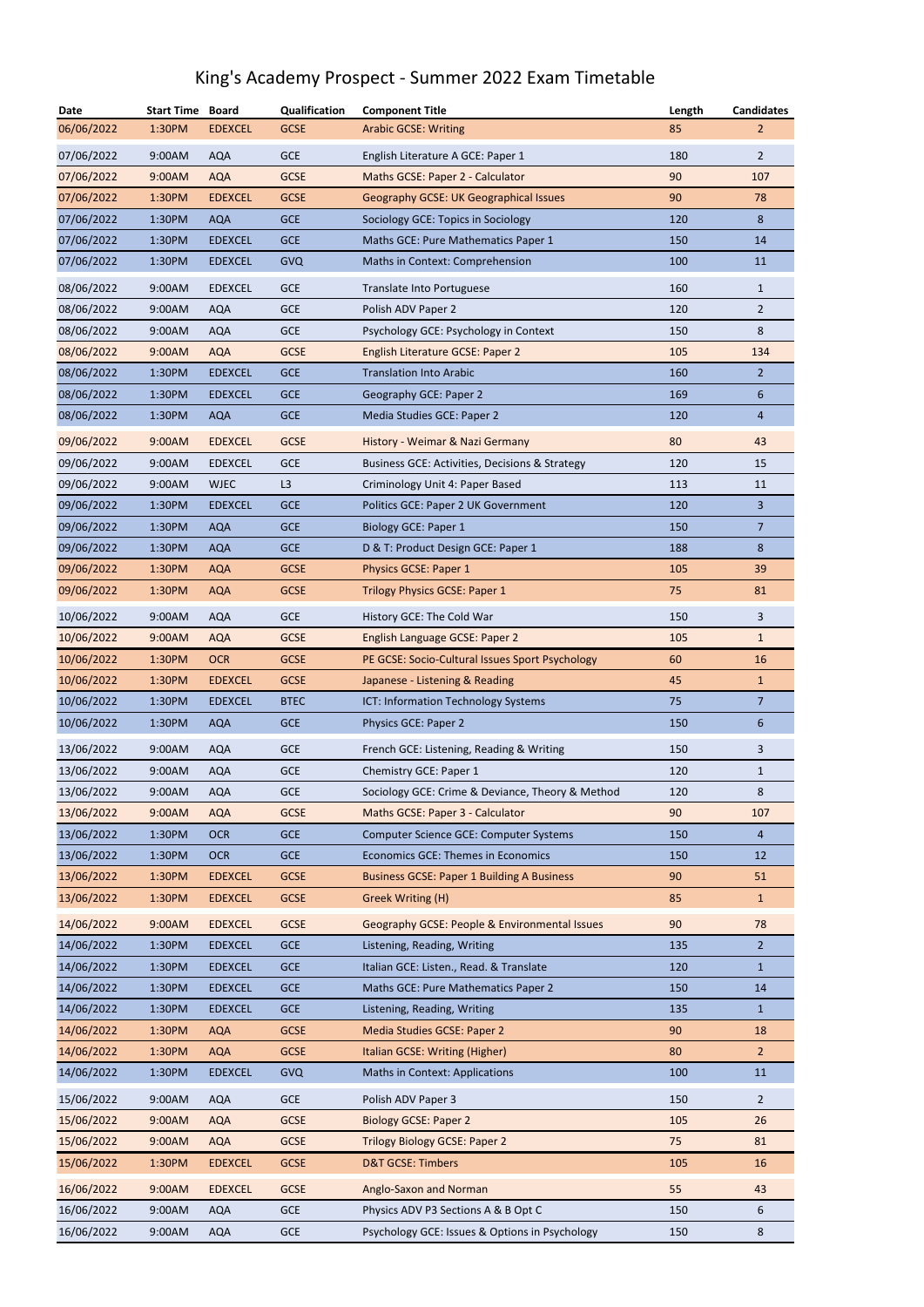# King's Academy Prospect - Summer 2022 Exam Timetable

| Date | Start Time | Board | Qualification | Component Title | Length | Candidates |
|---|---|---|---|---|---|---|
| 06/06/2022 | 1:30PM | EDEXCEL | GCSE | Arabic GCSE: Writing | 85 | 2 |
| 07/06/2022 | 9:00AM | AQA | GCE | English Literature A GCE: Paper 1 | 180 | 2 |
| 07/06/2022 | 9:00AM | AQA | GCSE | Maths GCSE: Paper 2 - Calculator | 90 | 107 |
| 07/06/2022 | 1:30PM | EDEXCEL | GCSE | Geography GCSE: UK Geographical Issues | 90 | 78 |
| 07/06/2022 | 1:30PM | AQA | GCE | Sociology GCE: Topics in Sociology | 120 | 8 |
| 07/06/2022 | 1:30PM | EDEXCEL | GCE | Maths GCE: Pure Mathematics Paper 1 | 150 | 14 |
| 07/06/2022 | 1:30PM | EDEXCEL | GVQ | Maths in Context: Comprehension | 100 | 11 |
| 08/06/2022 | 9:00AM | EDEXCEL | GCE | Translate Into Portuguese | 160 | 1 |
| 08/06/2022 | 9:00AM | AQA | GCE | Polish ADV Paper 2 | 120 | 2 |
| 08/06/2022 | 9:00AM | AQA | GCE | Psychology GCE: Psychology in Context | 150 | 8 |
| 08/06/2022 | 9:00AM | AQA | GCSE | English Literature GCSE: Paper 2 | 105 | 134 |
| 08/06/2022 | 1:30PM | EDEXCEL | GCE | Translation Into Arabic | 160 | 2 |
| 08/06/2022 | 1:30PM | EDEXCEL | GCE | Geography GCE: Paper 2 | 169 | 6 |
| 08/06/2022 | 1:30PM | AQA | GCE | Media Studies GCE: Paper 2 | 120 | 4 |
| 09/06/2022 | 9:00AM | EDEXCEL | GCSE | History - Weimar & Nazi Germany | 80 | 43 |
| 09/06/2022 | 9:00AM | EDEXCEL | GCE | Business GCE: Activities, Decisions & Strategy | 120 | 15 |
| 09/06/2022 | 9:00AM | WJEC | L3 | Criminology Unit 4: Paper Based | 113 | 11 |
| 09/06/2022 | 1:30PM | EDEXCEL | GCE | Politics GCE: Paper 2 UK Government | 120 | 3 |
| 09/06/2022 | 1:30PM | AQA | GCE | Biology GCE: Paper 1 | 150 | 7 |
| 09/06/2022 | 1:30PM | AQA | GCE | D & T: Product Design GCE: Paper 1 | 188 | 8 |
| 09/06/2022 | 1:30PM | AQA | GCSE | Physics GCSE: Paper 1 | 105 | 39 |
| 09/06/2022 | 1:30PM | AQA | GCSE | Trilogy Physics GCSE: Paper 1 | 75 | 81 |
| 10/06/2022 | 9:00AM | AQA | GCE | History GCE: The Cold War | 150 | 3 |
| 10/06/2022 | 9:00AM | AQA | GCSE | English Language GCSE: Paper 2 | 105 | 1 |
| 10/06/2022 | 1:30PM | OCR | GCSE | PE GCSE: Socio-Cultural Issues Sport Psychology | 60 | 16 |
| 10/06/2022 | 1:30PM | EDEXCEL | GCSE | Japanese - Listening & Reading | 45 | 1 |
| 10/06/2022 | 1:30PM | EDEXCEL | BTEC | ICT: Information Technology Systems | 75 | 7 |
| 10/06/2022 | 1:30PM | AQA | GCE | Physics GCE: Paper 2 | 150 | 6 |
| 13/06/2022 | 9:00AM | AQA | GCE | French GCE: Listening, Reading & Writing | 150 | 3 |
| 13/06/2022 | 9:00AM | AQA | GCE | Chemistry GCE: Paper 1 | 120 | 1 |
| 13/06/2022 | 9:00AM | AQA | GCE | Sociology GCE: Crime & Deviance, Theory & Method | 120 | 8 |
| 13/06/2022 | 9:00AM | AQA | GCSE | Maths GCSE: Paper 3 - Calculator | 90 | 107 |
| 13/06/2022 | 1:30PM | OCR | GCE | Computer Science GCE: Computer Systems | 150 | 4 |
| 13/06/2022 | 1:30PM | OCR | GCE | Economics GCE: Themes in Economics | 150 | 12 |
| 13/06/2022 | 1:30PM | EDEXCEL | GCSE | Business GCSE: Paper 1 Building A Business | 90 | 51 |
| 13/06/2022 | 1:30PM | EDEXCEL | GCSE | Greek Writing (H) | 85 | 1 |
| 14/06/2022 | 9:00AM | EDEXCEL | GCSE | Geography GCSE: People & Environmental Issues | 90 | 78 |
| 14/06/2022 | 1:30PM | EDEXCEL | GCE | Listening, Reading, Writing | 135 | 2 |
| 14/06/2022 | 1:30PM | EDEXCEL | GCE | Italian GCE: Listen., Read. & Translate | 120 | 1 |
| 14/06/2022 | 1:30PM | EDEXCEL | GCE | Maths GCE: Pure Mathematics Paper 2 | 150 | 14 |
| 14/06/2022 | 1:30PM | EDEXCEL | GCE | Listening, Reading, Writing | 135 | 1 |
| 14/06/2022 | 1:30PM | AQA | GCSE | Media Studies GCSE: Paper 2 | 90 | 18 |
| 14/06/2022 | 1:30PM | AQA | GCSE | Italian GCSE: Writing (Higher) | 80 | 2 |
| 14/06/2022 | 1:30PM | EDEXCEL | GVQ | Maths in Context: Applications | 100 | 11 |
| 15/06/2022 | 9:00AM | AQA | GCE | Polish ADV Paper 3 | 150 | 2 |
| 15/06/2022 | 9:00AM | AQA | GCSE | Biology GCSE: Paper 2 | 105 | 26 |
| 15/06/2022 | 9:00AM | AQA | GCSE | Trilogy Biology GCSE: Paper 2 | 75 | 81 |
| 15/06/2022 | 1:30PM | EDEXCEL | GCSE | D&T GCSE: Timbers | 105 | 16 |
| 16/06/2022 | 9:00AM | EDEXCEL | GCSE | Anglo-Saxon and Norman | 55 | 43 |
| 16/06/2022 | 9:00AM | AQA | GCE | Physics ADV P3 Sections A & B Opt C | 150 | 6 |
| 16/06/2022 | 9:00AM | AQA | GCE | Psychology GCE: Issues & Options in Psychology | 150 | 8 |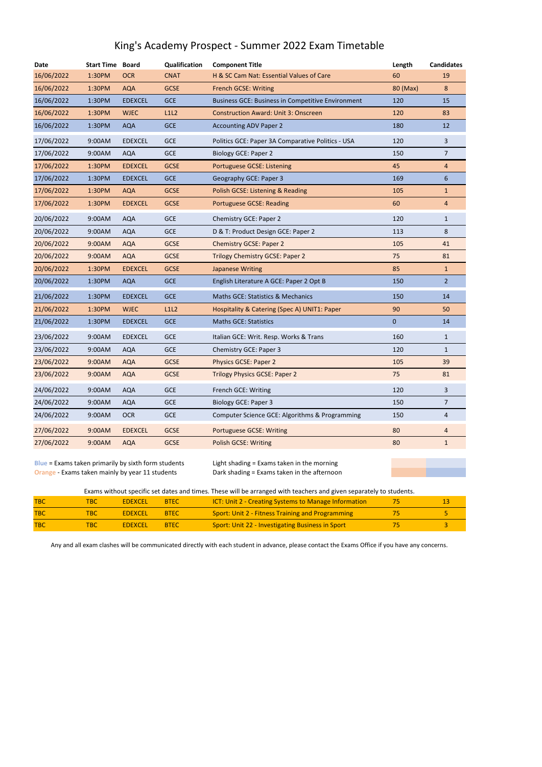# King's Academy Prospect - Summer 2022 Exam Timetable

| Date | Start Time | Board | Qualification | Component Title | Length | Candidates |
|---|---|---|---|---|---|---|
| 16/06/2022 | 1:30PM | OCR | CNAT | H & SC Cam Nat: Essential Values of Care | 60 | 19 |
| 16/06/2022 | 1:30PM | AQA | GCSE | French GCSE: Writing | 80 (Max) | 8 |
| 16/06/2022 | 1:30PM | EDEXCEL | GCE | Business GCE: Business in Competitive Environment | 120 | 15 |
| 16/06/2022 | 1:30PM | WJEC | L1L2 | Construction Award: Unit 3: Onscreen | 120 | 83 |
| 16/06/2022 | 1:30PM | AQA | GCE | Accounting ADV Paper 2 | 180 | 12 |
| 17/06/2022 | 9:00AM | EDEXCEL | GCE | Politics GCE: Paper 3A Comparative Politics - USA | 120 | 3 |
| 17/06/2022 | 9:00AM | AQA | GCE | Biology GCE: Paper 2 | 150 | 7 |
| 17/06/2022 | 1:30PM | EDEXCEL | GCSE | Portuguese GCSE: Listening | 45 | 4 |
| 17/06/2022 | 1:30PM | EDEXCEL | GCE | Geography GCE: Paper 3 | 169 | 6 |
| 17/06/2022 | 1:30PM | AQA | GCSE | Polish GCSE: Listening & Reading | 105 | 1 |
| 17/06/2022 | 1:30PM | EDEXCEL | GCSE | Portuguese GCSE: Reading | 60 | 4 |
| 20/06/2022 | 9:00AM | AQA | GCE | Chemistry GCE: Paper 2 | 120 | 1 |
| 20/06/2022 | 9:00AM | AQA | GCE | D & T: Product Design GCE: Paper 2 | 113 | 8 |
| 20/06/2022 | 9:00AM | AQA | GCSE | Chemistry GCSE: Paper 2 | 105 | 41 |
| 20/06/2022 | 9:00AM | AQA | GCSE | Trilogy Chemistry GCSE: Paper 2 | 75 | 81 |
| 20/06/2022 | 1:30PM | EDEXCEL | GCSE | Japanese Writing | 85 | 1 |
| 20/06/2022 | 1:30PM | AQA | GCE | English Literature A GCE: Paper 2 Opt B | 150 | 2 |
| 21/06/2022 | 1:30PM | EDEXCEL | GCE | Maths GCE: Statistics & Mechanics | 150 | 14 |
| 21/06/2022 | 1:30PM | WJEC | L1L2 | Hospitality & Catering (Spec A) UNIT1: Paper | 90 | 50 |
| 21/06/2022 | 1:30PM | EDEXCEL | GCE | Maths GCE: Statistics | 0 | 14 |
| 23/06/2022 | 9:00AM | EDEXCEL | GCE | Italian GCE: Writ. Resp. Works & Trans | 160 | 1 |
| 23/06/2022 | 9:00AM | AQA | GCE | Chemistry GCE: Paper 3 | 120 | 1 |
| 23/06/2022 | 9:00AM | AQA | GCSE | Physics GCSE: Paper 2 | 105 | 39 |
| 23/06/2022 | 9:00AM | AQA | GCSE | Trilogy Physics GCSE: Paper 2 | 75 | 81 |
| 24/06/2022 | 9:00AM | AQA | GCE | French GCE: Writing | 120 | 3 |
| 24/06/2022 | 9:00AM | AQA | GCE | Biology GCE: Paper 3 | 150 | 7 |
| 24/06/2022 | 9:00AM | OCR | GCE | Computer Science GCE: Algorithms & Programming | 150 | 4 |
| 27/06/2022 | 9:00AM | EDEXCEL | GCSE | Portuguese GCSE: Writing | 80 | 4 |
| 27/06/2022 | 9:00AM | AQA | GCSE | Polish GCSE: Writing | 80 | 1 |

Blue = Exams taken primarily by sixth form students
Orange - Exams taken mainly by year 11 students

Light shading = Exams taken in the morning
Dark shading = Exams taken in the afternoon

Exams without specific set dates and times. These will be arranged with teachers and given separately to students.

| | | | | | | |
|---|---|---|---|---|---|---|
| TBC | TBC | EDEXCEL | BTEC | ICT: Unit 2 - Creating Systems to Manage Information | 75 | 13 |
| TBC | TBC | EDEXCEL | BTEC | Sport: Unit 2 - Fitness Training and Programming | 75 | 5 |
| TBC | TBC | EDEXCEL | BTEC | Sport: Unit 22 - Investigating Business in Sport | 75 | 3 |

Any and all exam clashes will be communicated directly with each student in advance, please contact the Exams Office if you have any concerns.